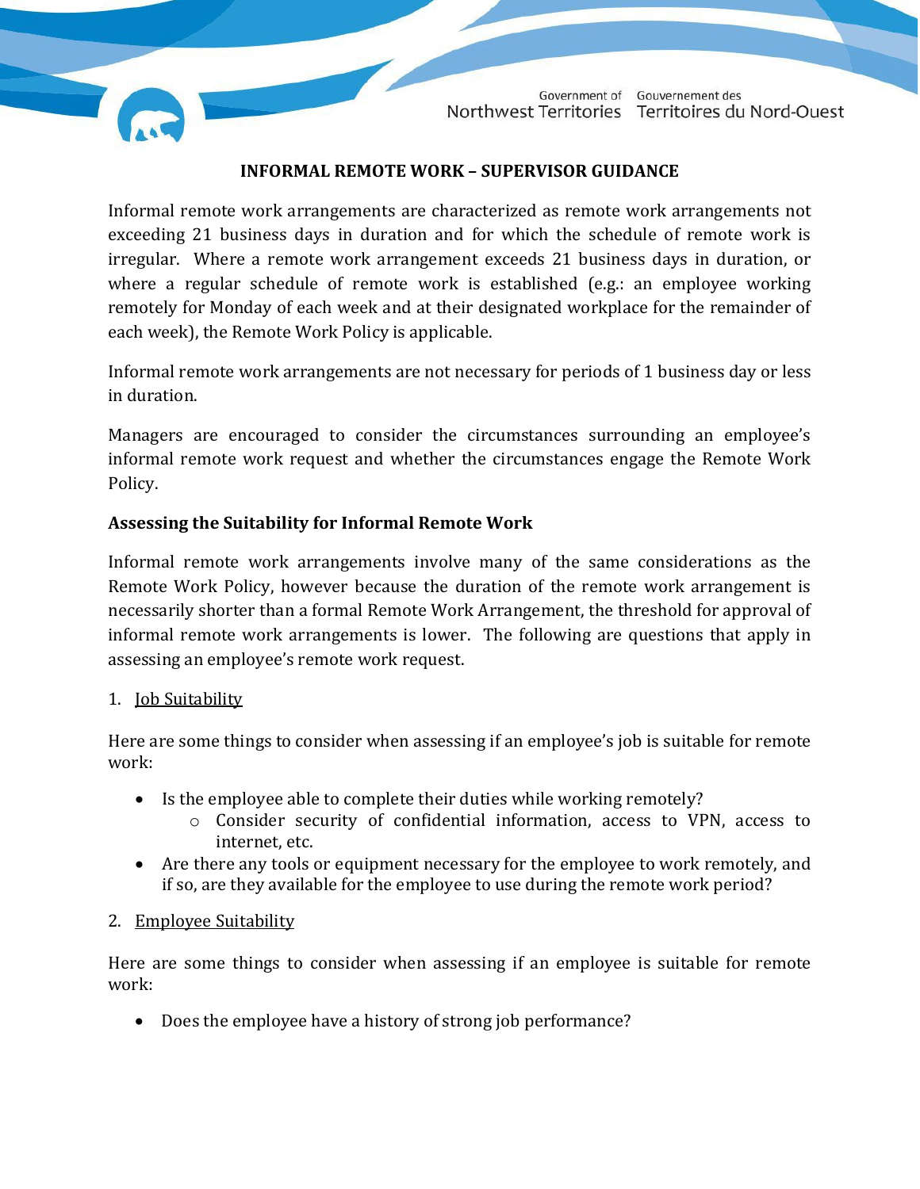Government of Northwest Territories | Gouvernement des Territoires du Nord-Ouest

# INFORMAL REMOTE WORK – SUPERVISOR GUIDANCE

Informal remote work arrangements are characterized as remote work arrangements not exceeding 21 business days in duration and for which the schedule of remote work is irregular. Where a remote work arrangement exceeds 21 business days in duration, or where a regular schedule of remote work is established (e.g.: an employee working remotely for Monday of each week and at their designated workplace for the remainder of each week), the Remote Work Policy is applicable.

Informal remote work arrangements are not necessary for periods of 1 business day or less in duration.

Managers are encouraged to consider the circumstances surrounding an employee's informal remote work request and whether the circumstances engage the Remote Work Policy.

## Assessing the Suitability for Informal Remote Work

Informal remote work arrangements involve many of the same considerations as the Remote Work Policy, however because the duration of the remote work arrangement is necessarily shorter than a formal Remote Work Arrangement, the threshold for approval of informal remote work arrangements is lower. The following are questions that apply in assessing an employee's remote work request.

1. <u>Job Suitability</u>

Here are some things to consider when assessing if an employee's job is suitable for remote work:

- Is the employee able to complete their duties while working remotely?
  - Consider security of confidential information, access to VPN, access to internet, etc.
- Are there any tools or equipment necessary for the employee to work remotely, and if so, are they available for the employee to use during the remote work period?

2. <u>Employee Suitability</u>

Here are some things to consider when assessing if an employee is suitable for remote work:

- Does the employee have a history of strong job performance?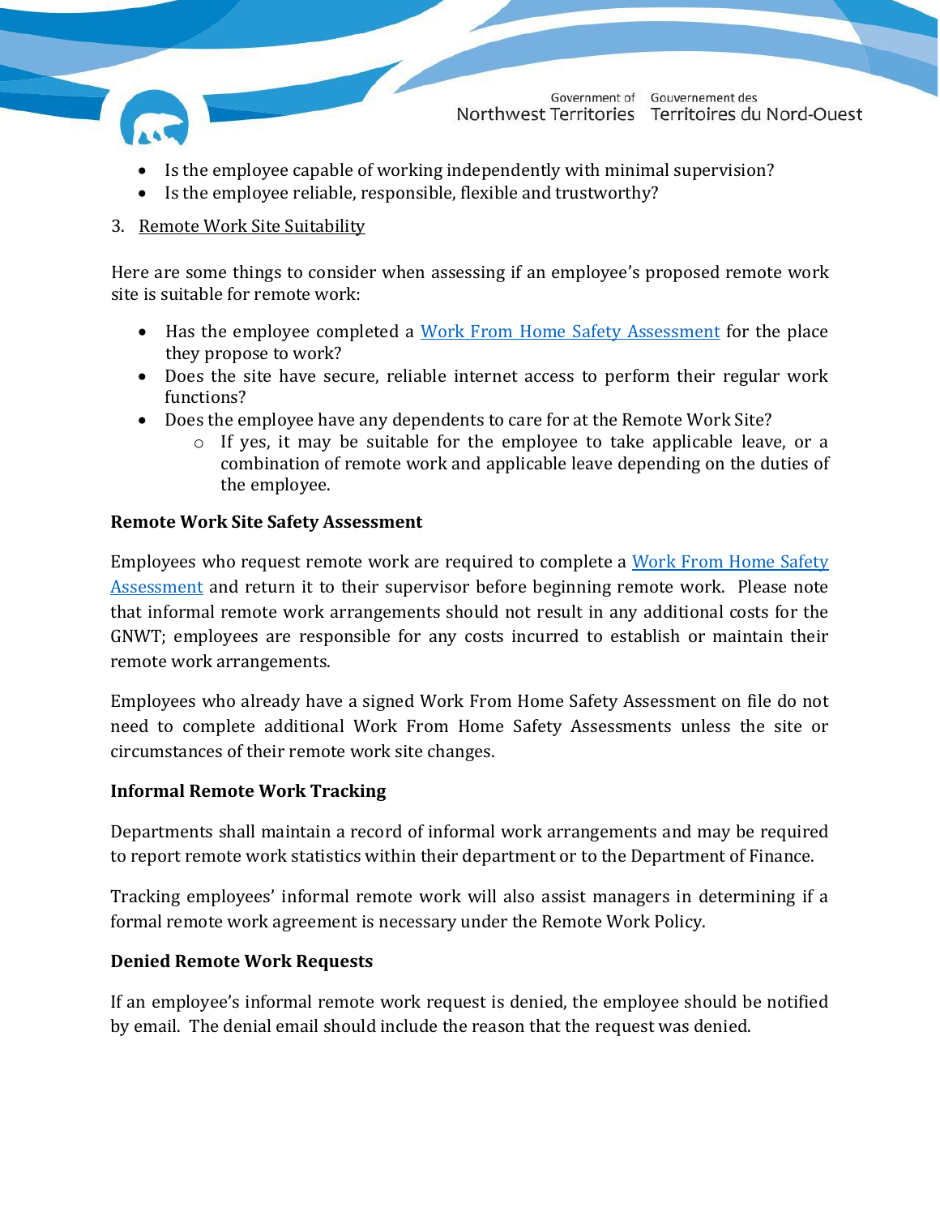- Is the employee capable of working independently with minimal supervision?
- Is the employee reliable, responsible, flexible and trustworthy?

3. Remote Work Site Suitability

Here are some things to consider when assessing if an employee's proposed remote work site is suitable for remote work:

- Has the employee completed a Work From Home Safety Assessment for the place they propose to work?
- Does the site have secure, reliable internet access to perform their regular work functions?
- Does the employee have any dependents to care for at the Remote Work Site?
    - If yes, it may be suitable for the employee to take applicable leave, or a combination of remote work and applicable leave depending on the duties of the employee.

**Remote Work Site Safety Assessment**

Employees who request remote work are required to complete a Work From Home Safety Assessment and return it to their supervisor before beginning remote work. Please note that informal remote work arrangements should not result in any additional costs for the GNWT; employees are responsible for any costs incurred to establish or maintain their remote work arrangements.

Employees who already have a signed Work From Home Safety Assessment on file do not need to complete additional Work From Home Safety Assessments unless the site or circumstances of their remote work site changes.

**Informal Remote Work Tracking**

Departments shall maintain a record of informal work arrangements and may be required to report remote work statistics within their department or to the Department of Finance.

Tracking employees' informal remote work will also assist managers in determining if a formal remote work agreement is necessary under the Remote Work Policy.

**Denied Remote Work Requests**

If an employee's informal remote work request is denied, the employee should be notified by email. The denial email should include the reason that the request was denied.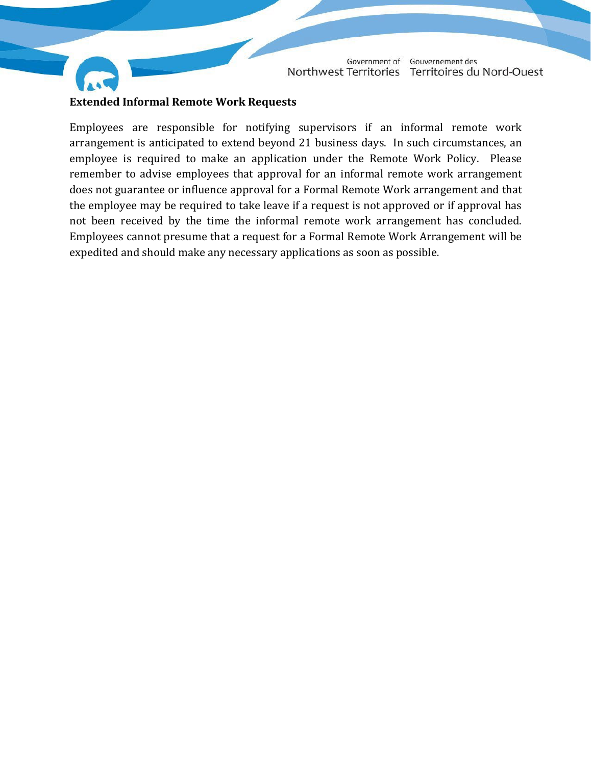**Extended Informal Remote Work Requests**

Employees are responsible for notifying supervisors if an informal remote work arrangement is anticipated to extend beyond 21 business days. In such circumstances, an employee is required to make an application under the Remote Work Policy. Please remember to advise employees that approval for an informal remote work arrangement does not guarantee or influence approval for a Formal Remote Work arrangement and that the employee may be required to take leave if a request is not approved or if approval has not been received by the time the informal remote work arrangement has concluded. Employees cannot presume that a request for a Formal Remote Work Arrangement will be expedited and should make any necessary applications as soon as possible.